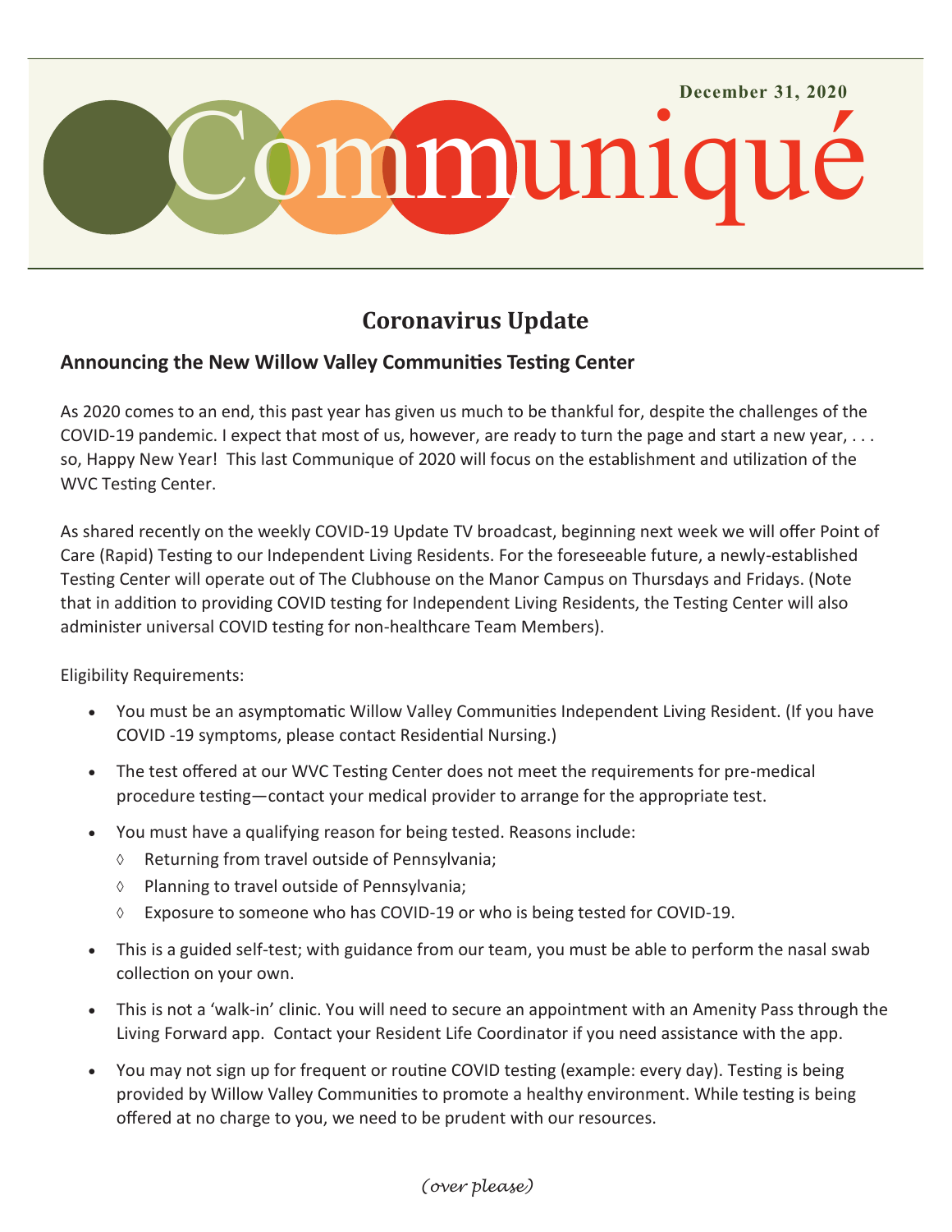December 31, 2020

# Communiqué

## Coronavirus Update

### Announcing the New Willow Valley Communities Testing Center

As 2020 comes to an end, this past year has given us much to be thankful for, despite the challenges of the COVID-19 pandemic. I expect that most of us, however, are ready to turn the page and start a new year, . . . so, Happy New Year! This last Communique of 2020 will focus on the establishment and utilization of the WVC Testing Center.

As shared recently on the weekly COVID-19 Update TV broadcast, beginning next week we will offer Point of Care (Rapid) Testing to our Independent Living Residents. For the foreseeable future, a newly-established Testing Center will operate out of The Clubhouse on the Manor Campus on Thursdays and Fridays. (Note that in addition to providing COVID testing for Independent Living Residents, the Testing Center will also administer universal COVID testing for non-healthcare Team Members).

Eligibility Requirements:

- You must be an asymptomatic Willow Valley Communities Independent Living Resident. (If you have COVID -19 symptoms, please contact Residential Nursing.)
- The test offered at our WVC Testing Center does not meet the requirements for pre-medical procedure testing—contact your medical provider to arrange for the appropriate test.
- You must have a qualifying reason for being tested. Reasons include:
  - Returning from travel outside of Pennsylvania;
  - Planning to travel outside of Pennsylvania;
  - Exposure to someone who has COVID-19 or who is being tested for COVID-19.
- This is a guided self-test; with guidance from our team, you must be able to perform the nasal swab collection on your own.
- This is not a 'walk-in' clinic. You will need to secure an appointment with an Amenity Pass through the Living Forward app. Contact your Resident Life Coordinator if you need assistance with the app.
- You may not sign up for frequent or routine COVID testing (example: every day). Testing is being provided by Willow Valley Communities to promote a healthy environment. While testing is being offered at no charge to you, we need to be prudent with our resources.

*(over please)*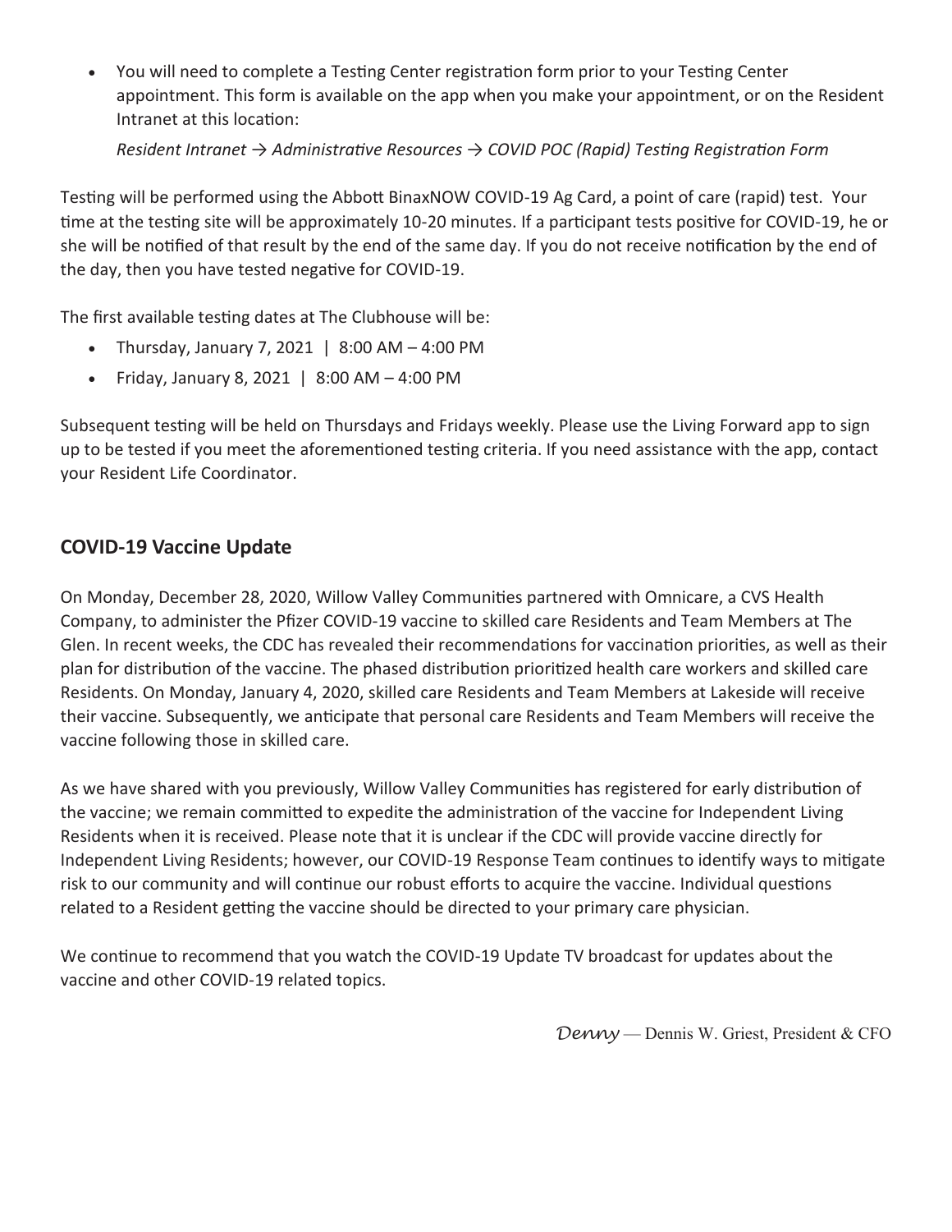- You will need to complete a Testing Center registration form prior to your Testing Center appointment. This form is available on the app when you make your appointment, or on the Resident Intranet at this location:

  *Resident Intranet → Administrative Resources → COVID POC (Rapid) Testing Registration Form*

Testing will be performed using the Abbott BinaxNOW COVID-19 Ag Card, a point of care (rapid) test. Your time at the testing site will be approximately 10-20 minutes. If a participant tests positive for COVID-19, he or she will be notified of that result by the end of the same day. If you do not receive notification by the end of the day, then you have tested negative for COVID-19.

The first available testing dates at The Clubhouse will be:

- Thursday, January 7, 2021 | 8:00 AM – 4:00 PM
- Friday, January 8, 2021 | 8:00 AM – 4:00 PM

Subsequent testing will be held on Thursdays and Fridays weekly. Please use the Living Forward app to sign up to be tested if you meet the aforementioned testing criteria. If you need assistance with the app, contact your Resident Life Coordinator.

## COVID-19 Vaccine Update

On Monday, December 28, 2020, Willow Valley Communities partnered with Omnicare, a CVS Health Company, to administer the Pfizer COVID-19 vaccine to skilled care Residents and Team Members at The Glen. In recent weeks, the CDC has revealed their recommendations for vaccination priorities, as well as their plan for distribution of the vaccine. The phased distribution prioritized health care workers and skilled care Residents. On Monday, January 4, 2020, skilled care Residents and Team Members at Lakeside will receive their vaccine. Subsequently, we anticipate that personal care Residents and Team Members will receive the vaccine following those in skilled care.

As we have shared with you previously, Willow Valley Communities has registered for early distribution of the vaccine; we remain committed to expedite the administration of the vaccine for Independent Living Residents when it is received. Please note that it is unclear if the CDC will provide vaccine directly for Independent Living Residents; however, our COVID-19 Response Team continues to identify ways to mitigate risk to our community and will continue our robust efforts to acquire the vaccine. Individual questions related to a Resident getting the vaccine should be directed to your primary care physician.

We continue to recommend that you watch the COVID-19 Update TV broadcast for updates about the vaccine and other COVID-19 related topics.

*Denny* — Dennis W. Griest, President & CFO